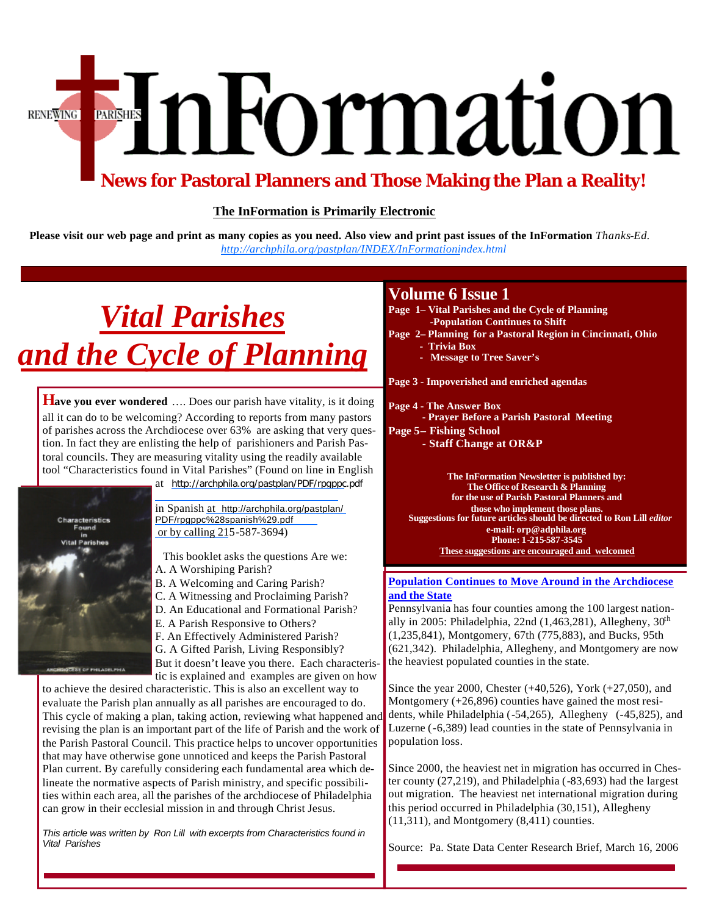RENEWING PARISHES

# InFormation

**News for Pastoral Planners and Those Making the Plan a Reality!**

**The InFormation is Primarily Electronic**

**Please visit our web page and print as many copies as you need. Also view and print past issues of the InFormation** *Thanks-Ed.*
*http://archphila.org/pastplan/INDEX/InFormationindex.html*

## Volume 6 Issue 1

**Page 1– Vital Parishes and the Cycle of Planning**
**-Population Continues to Shift**
**Page 2– Planning for a Pastoral Region in Cincinnati, Ohio**
**- Trivia Box**
**- Message to Tree Saver's**

**Page 3 - Impoverished and enriched agendas**

**Page 4 - The Answer Box**
**- Prayer Before a Parish Pastoral Meeting**
**Page 5– Fishing School**
**- Staff Change at OR&P**

**The InFormation Newsletter is published by:**
**The Office of Research & Planning**
**for the use of Parish Pastoral Planners and**
**those who implement those plans.**
**Suggestions for future articles should be directed to Ron Lill** ***editor***
**e-mail: orp@adphila.org**
**Phone: 1-215-587-3545**
**These suggestions are encouraged and welcomed**

# *Vital Parishes and the Cycle of Planning*

**Have you ever wondered** …. Does our parish have vitality, is it doing all it can do to be welcoming? According to reports from many pastors of parishes across the Archdiocese over 63% are asking that very question. In fact they are enlisting the help of parishioners and Parish Pastoral councils. They are measuring vitality using the readily available tool "Characteristics found in Vital Parishes" (Found on line in English at http://archphila.org/pastplan/PDF/rpgppc.pdf in Spanish at http://archphila.org/pastplan/PDF/rpgppc%28spanish%29.pdf or by calling 215-587-3694)

This booklet asks the questions Are we:

A. A Worshiping Parish?
B. A Welcoming and Caring Parish?
C. A Witnessing and Proclaiming Parish?
D. An Educational and Formational Parish?
E. A Parish Responsive to Others?
F. An Effectively Administered Parish?
G. A Gifted Parish, Living Responsibly?

But it doesn't leave you there. Each characteristic is explained and examples are given on how to achieve the desired characteristic. This is also an excellent way to evaluate the Parish plan annually as all parishes are encouraged to do. This cycle of making a plan, taking action, reviewing what happened and revising the plan is an important part of the life of Parish and the work of the Parish Pastoral Council. This practice helps to uncover opportunities that may have otherwise gone unnoticed and keeps the Parish Pastoral Plan current. By carefully considering each fundamental area which delineate the normative aspects of Parish ministry, and specific possibilities within each area, all the parishes of the archdiocese of Philadelphia can grow in their ecclesial mission in and through Christ Jesus.

*This article was written by Ron Lill with excerpts from Characteristics found in Vital Parishes*

## Population Continues to Move Around in the Archdiocese and the State

Pennsylvania has four counties among the 100 largest nationally in 2005: Philadelphia, 22nd (1,463,281), Allegheny, 30th (1,235,841), Montgomery, 67th (775,883), and Bucks, 95th (621,342). Philadelphia, Allegheny, and Montgomery are now the heaviest populated counties in the state.

Since the year 2000, Chester (+40,526), York (+27,050), and Montgomery (+26,896) counties have gained the most residents, while Philadelphia (-54,265), Allegheny (-45,825), and Luzerne (-6,389) lead counties in the state of Pennsylvania in population loss.

Since 2000, the heaviest net in migration has occurred in Chester county (27,219), and Philadelphia (-83,693) had the largest out migration. The heaviest net international migration during this period occurred in Philadelphia (30,151), Allegheny (11,311), and Montgomery (8,411) counties.

Source: Pa. State Data Center Research Brief, March 16, 2006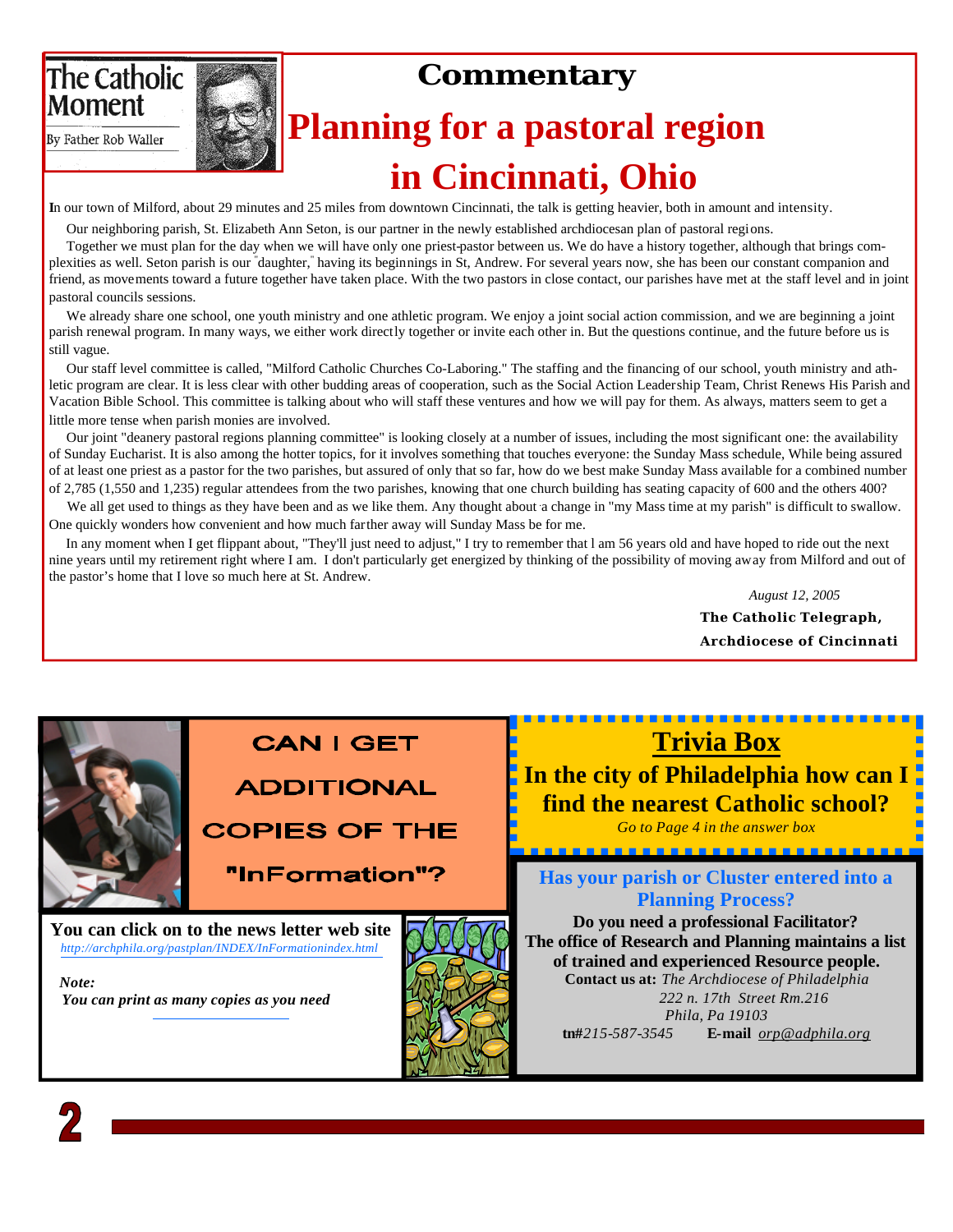The Catholic Moment

By Father Rob Waller

## Commentary

# Planning for a pastoral region in Cincinnati, Ohio

In our town of Milford, about 29 minutes and 25 miles from downtown Cincinnati, the talk is getting heavier, both in amount and intensity.

Our neighboring parish, St. Elizabeth Ann Seton, is our partner in the newly established archdiocesan plan of pastoral regions.

Together we must plan for the day when we will have only one priest-pastor between us. We do have a history together, although that brings complexities as well. Seton parish is our "daughter," having its beginnings in St, Andrew. For several years now, she has been our constant companion and friend, as movements toward a future together have taken place. With the two pastors in close contact, our parishes have met at the staff level and in joint pastoral councils sessions.

We already share one school, one youth ministry and one athletic program. We enjoy a joint social action commission, and we are beginning a joint parish renewal program. In many ways, we either work directly together or invite each other in. But the questions continue, and the future before us is still vague.

Our staff level committee is called, "Milford Catholic Churches Co-Laboring." The staffing and the financing of our school, youth ministry and athletic program are clear. It is less clear with other budding areas of cooperation, such as the Social Action Leadership Team, Christ Renews His Parish and Vacation Bible School. This committee is talking about who will staff these ventures and how we will pay for them. As always, matters seem to get a little more tense when parish monies are involved.

Our joint "deanery pastoral regions planning committee" is looking closely at a number of issues, including the most significant one: the availability of Sunday Eucharist. It is also among the hotter topics, for it involves something that touches everyone: the Sunday Mass schedule, While being assured of at least one priest as a pastor for the two parishes, but assured of only that so far, how do we best make Sunday Mass available for a combined number of 2,785 (1,550 and 1,235) regular attendees from the two parishes, knowing that one church building has seating capacity of 600 and the others 400?

We all get used to things as they have been and as we like them. Any thought about a change in "my Mass time at my parish" is difficult to swallow. One quickly wonders how convenient and how much farther away will Sunday Mass be for me.

In any moment when I get flippant about, "They'll just need to adjust," I try to remember that I am 56 years old and have hoped to ride out the next nine years until my retirement right where I am. I don't particularly get energized by thinking of the possibility of moving away from Milford and out of the pastor's home that I love so much here at St. Andrew.

*August 12, 2005*

**The Catholic Telegraph,**

**Archdiocese of Cincinnati**

---

## CAN I GET ADDITIONAL COPIES OF THE "InFormation"?

**You can click on to the news letter web site**

*http://archphila.org/pastplan/INDEX/InFormationindex.html*

***Note:***

***You can print as many copies as you need***

---

## Trivia Box

### In the city of Philadelphia how can I find the nearest Catholic school?

*Go to Page 4 in the answer box*

---

### Has your parish or Cluster entered into a Planning Process?

**Do you need a professional Facilitator?**

**The office of Research and Planning maintains a list of trained and experienced Resource people.**

**Contact us at:** *The Archdiocese of Philadelphia*
*222 n. 17th Street Rm.216*
*Phila, Pa 19103*

**tn#***215-587-3545* **E-mail** *orp@adphila.org*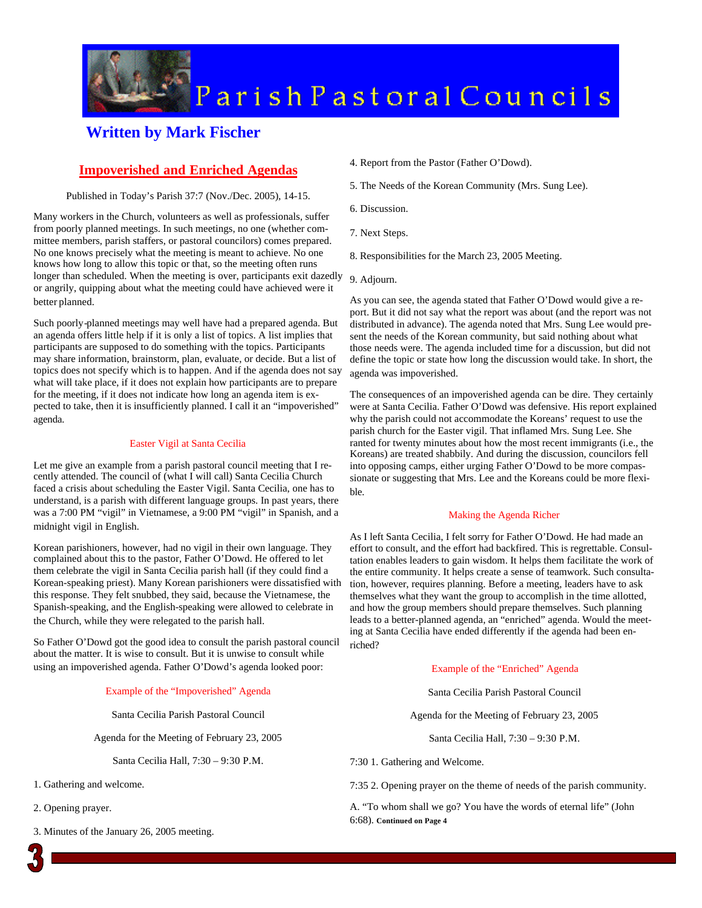# Parish Pastoral Councils

## Written by Mark Fischer

### Impoverished and Enriched Agendas

Published in Today's Parish 37:7 (Nov./Dec. 2005), 14-15.

Many workers in the Church, volunteers as well as professionals, suffer from poorly planned meetings. In such meetings, no one (whether committee members, parish staffers, or pastoral councilors) comes prepared. No one knows precisely what the meeting is meant to achieve. No one knows how long to allow this topic or that, so the meeting often runs longer than scheduled. When the meeting is over, participants exit dazedly or angrily, quipping about what the meeting could have achieved were it better planned.

Such poorly-planned meetings may well have had a prepared agenda. But an agenda offers little help if it is only a list of topics. A list implies that participants are supposed to do something with the topics. Participants may share information, brainstorm, plan, evaluate, or decide. But a list of topics does not specify which is to happen. And if the agenda does not say what will take place, if it does not explain how participants are to prepare for the meeting, if it does not indicate how long an agenda item is expected to take, then it is insufficiently planned. I call it an "impoverished" agenda.

#### Easter Vigil at Santa Cecilia

Let me give an example from a parish pastoral council meeting that I recently attended. The council of (what I will call) Santa Cecilia Church faced a crisis about scheduling the Easter Vigil. Santa Cecilia, one has to understand, is a parish with different language groups. In past years, there was a 7:00 PM "vigil" in Vietnamese, a 9:00 PM "vigil" in Spanish, and a midnight vigil in English.

Korean parishioners, however, had no vigil in their own language. They complained about this to the pastor, Father O'Dowd. He offered to let them celebrate the vigil in Santa Cecilia parish hall (if they could find a Korean-speaking priest). Many Korean parishioners were dissatisfied with this response. They felt snubbed, they said, because the Vietnamese, the Spanish-speaking, and the English-speaking were allowed to celebrate in the Church, while they were relegated to the parish hall.

So Father O'Dowd got the good idea to consult the parish pastoral council about the matter. It is wise to consult. But it is unwise to consult while using an impoverished agenda. Father O'Dowd's agenda looked poor:

#### Example of the "Impoverished" Agenda

Santa Cecilia Parish Pastoral Council

Agenda for the Meeting of February 23, 2005

Santa Cecilia Hall, 7:30 – 9:30 P.M.

1. Gathering and welcome.

2. Opening prayer.

3. Minutes of the January 26, 2005 meeting.

4. Report from the Pastor (Father O'Dowd).

5. The Needs of the Korean Community (Mrs. Sung Lee).

6. Discussion.

7. Next Steps.

8. Responsibilities for the March 23, 2005 Meeting.

9. Adjourn.

As you can see, the agenda stated that Father O'Dowd would give a report. But it did not say what the report was about (and the report was not distributed in advance). The agenda noted that Mrs. Sung Lee would present the needs of the Korean community, but said nothing about what those needs were. The agenda included time for a discussion, but did not define the topic or state how long the discussion would take. In short, the agenda was impoverished.

The consequences of an impoverished agenda can be dire. They certainly were at Santa Cecilia. Father O'Dowd was defensive. His report explained why the parish could not accommodate the Koreans' request to use the parish church for the Easter vigil. That inflamed Mrs. Sung Lee. She ranted for twenty minutes about how the most recent immigrants (i.e., the Koreans) are treated shabbily. And during the discussion, councilors fell into opposing camps, either urging Father O'Dowd to be more compassionate or suggesting that Mrs. Lee and the Koreans could be more flexible.

#### Making the Agenda Richer

As I left Santa Cecilia, I felt sorry for Father O'Dowd. He had made an effort to consult, and the effort had backfired. This is regrettable. Consultation enables leaders to gain wisdom. It helps them facilitate the work of the entire community. It helps create a sense of teamwork. Such consultation, however, requires planning. Before a meeting, leaders have to ask themselves what they want the group to accomplish in the time allotted, and how the group members should prepare themselves. Such planning leads to a better-planned agenda, an "enriched" agenda. Would the meeting at Santa Cecilia have ended differently if the agenda had been enriched?

#### Example of the "Enriched" Agenda

Santa Cecilia Parish Pastoral Council

Agenda for the Meeting of February 23, 2005

Santa Cecilia Hall, 7:30 – 9:30 P.M.

7:30 1. Gathering and Welcome.

7:35 2. Opening prayer on the theme of needs of the parish community.

A. "To whom shall we go? You have the words of eternal life" (John 6:68). **Continued on Page 4**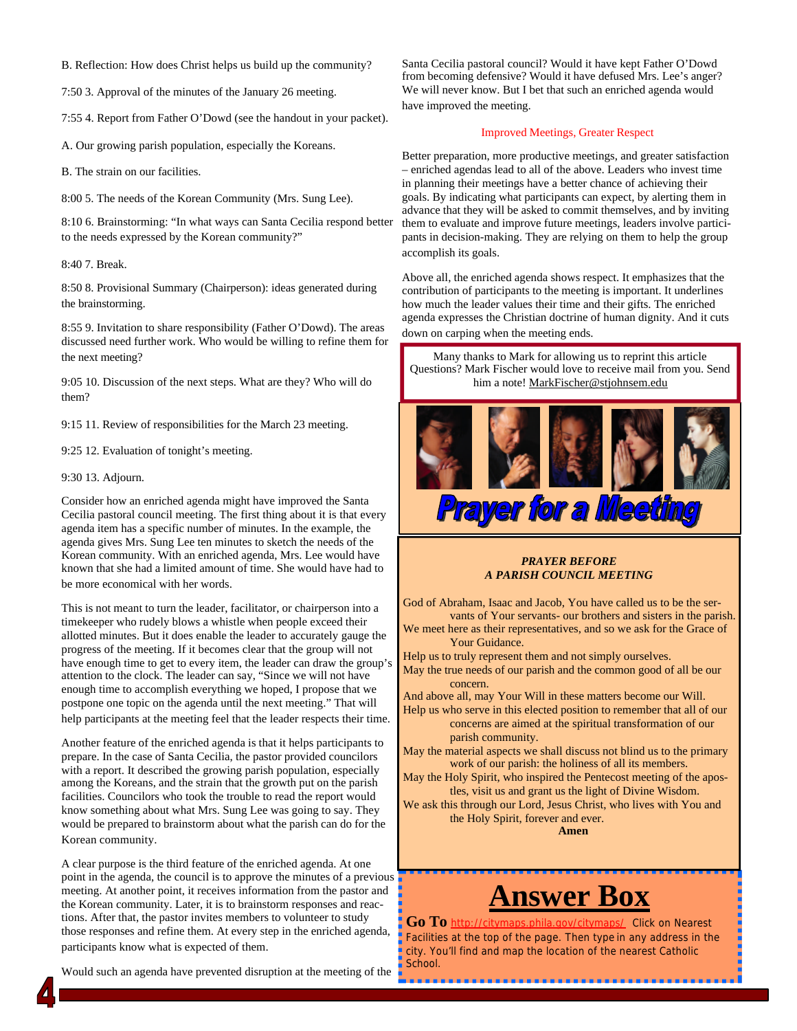B. Reflection: How does Christ helps us build up the community?

7:50 3. Approval of the minutes of the January 26 meeting.

7:55 4. Report from Father O'Dowd (see the handout in your packet).

A. Our growing parish population, especially the Koreans.

B. The strain on our facilities.

8:00 5. The needs of the Korean Community (Mrs. Sung Lee).

8:10 6. Brainstorming: "In what ways can Santa Cecilia respond better to the needs expressed by the Korean community?"

8:40 7. Break.

8:50 8. Provisional Summary (Chairperson): ideas generated during the brainstorming.

8:55 9. Invitation to share responsibility (Father O'Dowd). The areas discussed need further work. Who would be willing to refine them for the next meeting?

9:05 10. Discussion of the next steps. What are they? Who will do them?

9:15 11. Review of responsibilities for the March 23 meeting.

9:25 12. Evaluation of tonight's meeting.

9:30 13. Adjourn.

Consider how an enriched agenda might have improved the Santa Cecilia pastoral council meeting. The first thing about it is that every agenda item has a specific number of minutes. In the example, the agenda gives Mrs. Sung Lee ten minutes to sketch the needs of the Korean community. With an enriched agenda, Mrs. Lee would have known that she had a limited amount of time. She would have had to be more economical with her words.

This is not meant to turn the leader, facilitator, or chairperson into a timekeeper who rudely blows a whistle when people exceed their allotted minutes. But it does enable the leader to accurately gauge the progress of the meeting. If it becomes clear that the group will not have enough time to get to every item, the leader can draw the group's attention to the clock. The leader can say, "Since we will not have enough time to accomplish everything we hoped, I propose that we postpone one topic on the agenda until the next meeting." That will help participants at the meeting feel that the leader respects their time.

Another feature of the enriched agenda is that it helps participants to prepare. In the case of Santa Cecilia, the pastor provided councilors with a report. It described the growing parish population, especially among the Koreans, and the strain that the growth put on the parish facilities. Councilors who took the trouble to read the report would know something about what Mrs. Sung Lee was going to say. They would be prepared to brainstorm about what the parish can do for the Korean community.

A clear purpose is the third feature of the enriched agenda. At one point in the agenda, the council is to approve the minutes of a previous meeting. At another point, it receives information from the pastor and the Korean community. Later, it is to brainstorm responses and reactions. After that, the pastor invites members to volunteer to study those responses and refine them. At every step in the enriched agenda, participants know what is expected of them.

Would such an agenda have prevented disruption at the meeting of the Santa Cecilia pastoral council? Would it have kept Father O'Dowd from becoming defensive? Would it have defused Mrs. Lee's anger? We will never know. But I bet that such an enriched agenda would have improved the meeting.

### Improved Meetings, Greater Respect

Better preparation, more productive meetings, and greater satisfaction – enriched agendas lead to all of the above. Leaders who invest time in planning their meetings have a better chance of achieving their goals. By indicating what participants can expect, by alerting them in advance that they will be asked to commit themselves, and by inviting them to evaluate and improve future meetings, leaders involve participants in decision-making. They are relying on them to help the group accomplish its goals.

Above all, the enriched agenda shows respect. It emphasizes that the contribution of participants to the meeting is important. It underlines how much the leader values their time and their gifts. The enriched agenda expresses the Christian doctrine of human dignity. And it cuts down on carping when the meeting ends.

Many thanks to Mark for allowing us to reprint this article Questions? Mark Fischer would love to receive mail from you. Send him a note! MarkFischer@stjohnsem.edu

## Prayer for a Meeting

***PRAYER BEFORE***
***A PARISH COUNCIL MEETING***

God of Abraham, Isaac and Jacob, You have called us to be the servants of Your servants- our brothers and sisters in the parish.
We meet here as their representatives, and so we ask for the Grace of Your Guidance.
Help us to truly represent them and not simply ourselves.
May the true needs of our parish and the common good of all be our concern.
And above all, may Your Will in these matters become our Will.
Help us who serve in this elected position to remember that all of our concerns are aimed at the spiritual transformation of our parish community.
May the material aspects we shall discuss not blind us to the primary work of our parish: the holiness of all its members.
May the Holy Spirit, who inspired the Pentecost meeting of the apostles, visit us and grant us the light of Divine Wisdom.
We ask this through our Lord, Jesus Christ, who lives with You and the Holy Spirit, forever and ever.
**Amen**

## Answer Box

**Go To** http://citymaps.phila.gov/citymaps/ Click on Nearest Facilities at the top of the page. Then type in any address in the city. You'll find and map the location of the nearest Catholic School.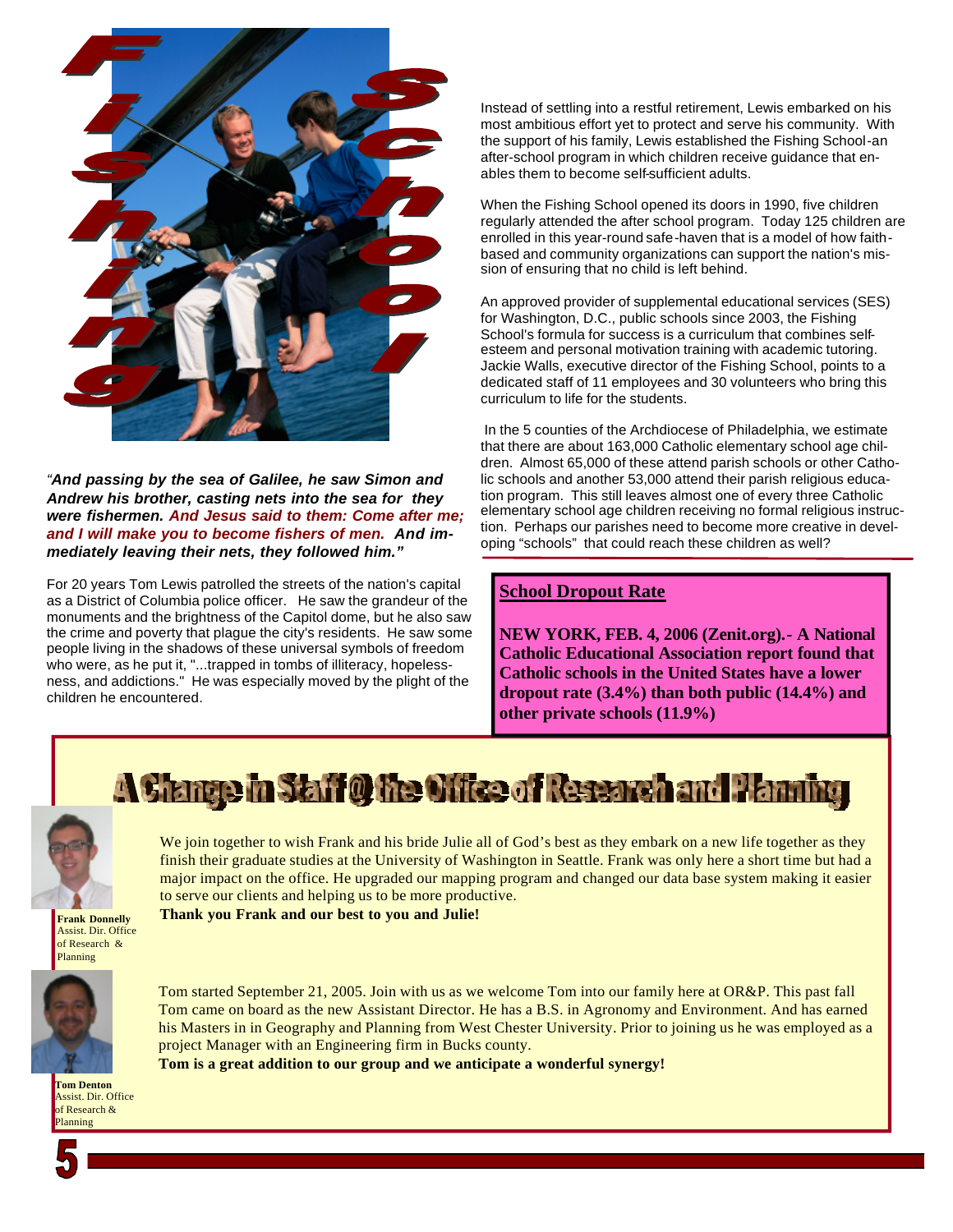# Fishing School

*"**And passing by the sea of Galilee, he saw Simon and Andrew his brother, casting nets into the sea for they were fishermen. And Jesus said to them: Come after me; and I will make you to become fishers of men. And immediately leaving their nets, they followed him."***

For 20 years Tom Lewis patrolled the streets of the nation's capital as a District of Columbia police officer. He saw the grandeur of the monuments and the brightness of the Capitol dome, but he also saw the crime and poverty that plague the city's residents. He saw some people living in the shadows of these universal symbols of freedom who were, as he put it, "...trapped in tombs of illiteracy, hopelessness, and addictions." He was especially moved by the plight of the children he encountered.

Instead of settling into a restful retirement, Lewis embarked on his most ambitious effort yet to protect and serve his community. With the support of his family, Lewis established the Fishing School-an after-school program in which children receive guidance that enables them to become self-sufficient adults.

When the Fishing School opened its doors in 1990, five children regularly attended the after school program. Today 125 children are enrolled in this year-round safe-haven that is a model of how faith-based and community organizations can support the nation's mission of ensuring that no child is left behind.

An approved provider of supplemental educational services (SES) for Washington, D.C., public schools since 2003, the Fishing School's formula for success is a curriculum that combines self-esteem and personal motivation training with academic tutoring. Jackie Walls, executive director of the Fishing School, points to a dedicated staff of 11 employees and 30 volunteers who bring this curriculum to life for the students.

In the 5 counties of the Archdiocese of Philadelphia, we estimate that there are about 163,000 Catholic elementary school age children. Almost 65,000 of these attend parish schools or other Catholic schools and another 53,000 attend their parish religious education program. This still leaves almost one of every three Catholic elementary school age children receiving no formal religious instruction. Perhaps our parishes need to become more creative in developing "schools" that could reach these children as well?

## School Dropout Rate

**NEW YORK, FEB. 4, 2006 (Zenit.org).- A National Catholic Educational Association report found that Catholic schools in the United States have a lower dropout rate (3.4%) than both public (14.4%) and other private schools (11.9%)**

## A Change in Staff @ the Office of Research and Planning

**Frank Donnelly**
Assist. Dir. Office of Research & Planning

We join together to wish Frank and his bride Julie all of God's best as they embark on a new life together as they finish their graduate studies at the University of Washington in Seattle. Frank was only here a short time but had a major impact on the office. He upgraded our mapping program and changed our data base system making it easier to serve our clients and helping us to be more productive.

**Thank you Frank and our best to you and Julie!**

**Tom Denton**
Assist. Dir. Office of Research & Planning

Tom started September 21, 2005. Join with us as we welcome Tom into our family here at OR&P. This past fall Tom came on board as the new Assistant Director. He has a B.S. in Agronomy and Environment. And has earned his Masters in in Geography and Planning from West Chester University. Prior to joining us he was employed as a project Manager with an Engineering firm in Bucks county.

**Tom is a great addition to our group and we anticipate a wonderful synergy!**